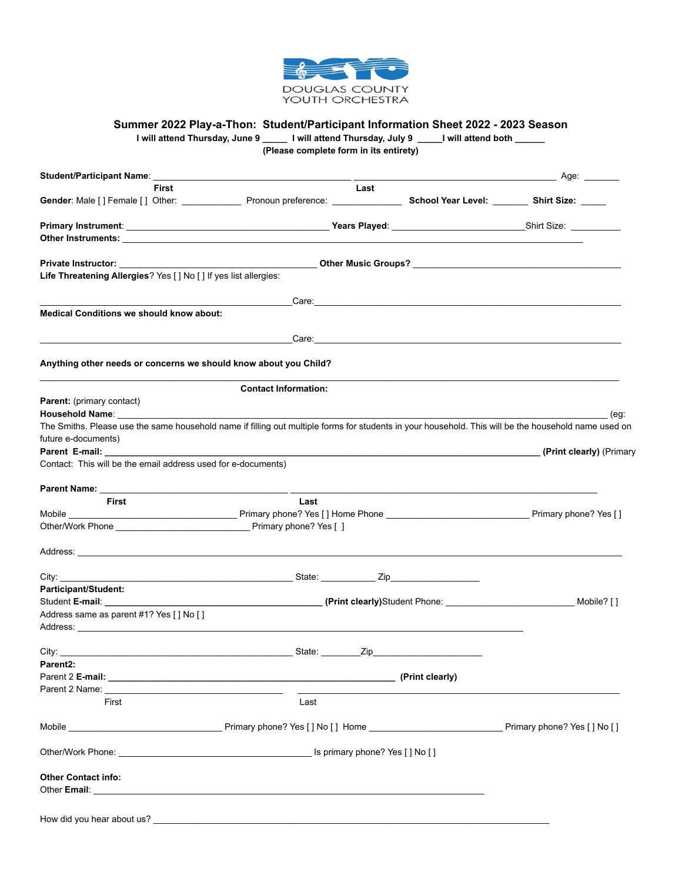DOUGLAS COUNTY YOUTH ORCHESTRA

## Summer 2022 Play-a-Thon: Student/Participant Information Sheet 2022 - 2023 Season

**I will attend Thursday, June 9 _____ I will attend Thursday, July 9 _____I will attend both ______**

**(Please complete form in its entirety)**

**Student/Participant Name**: ________________________________________ ________________________________________ Age: _______
First Last

**Gender**: Male [ ] Female [ ] Other: ____________ Pronoun preference: ______________ **School Year Level:** _______ **Shirt Size:** _____

**Primary Instrument**: ________________________________________ **Years Played**: __________________________Shirt Size: __________

**Other Instruments:** ____________________________________________________________________________________________

**Private Instructor:** ______________________________________ **Other Music Groups?** __________________________________________

**Life Threatening Allergies**? Yes [ ] No [ ] If yes list allergies:

__________________________________________________Care:________________________________________________________

**Medical Conditions we should know about:**

__________________________________________________Care:________________________________________________________

**Anything other needs or concerns we should know about you Child?**

____________________________________________________________________________________________________________

**Contact Information:**

**Parent:** (primary contact)

**Household Name**: ______________________________________________________________________________________________ (eg: The Smiths. Please use the same household name if filling out multiple forms for students in your household. This will be the household name used on future e-documents)

**Parent E-mail:** _____________________________________________________________________________________ **(Print clearly)** (Primary Contact: This will be the email address used for e-documents)

**Parent Name:** _____________________________________ _________________________________________________________
First Last

Mobile ____________________________ Primary phone? Yes [ ] Home Phone ____________________________ Primary phone? Yes [ ]

Other/Work Phone __________________________ Primary phone? Yes [ ]

Address: ____________________________________________________________________________________________________

City: ______________________________________________ State: ___________ Zip__________________

**Participant/Student:**

Student **E-mail**: ____________________________________________ **(Print clearly)**Student Phone: _________________________ Mobile? [ ]

Address same as parent #1? Yes [ ] No [ ]

Address: ____________________________________________________________________________________________

City: ______________________________________________ State: ________Zip______________________

**Parent2:**

Parent 2 **E-mail:** _________________________________________________________ **(Print clearly)**

Parent 2 Name: ___________________________________ _______________________________________________________
First Last

Mobile ______________________________ Primary phone? Yes [ ] No [ ] Home __________________________ Primary phone? Yes [ ] No [ ]

Other/Work Phone: ______________________________________ Is primary phone? Yes [ ] No [ ]

**Other Contact info:**

Other **Email**: ____________________________________________________________________________

How did you hear about us? _______________________________________________________________________________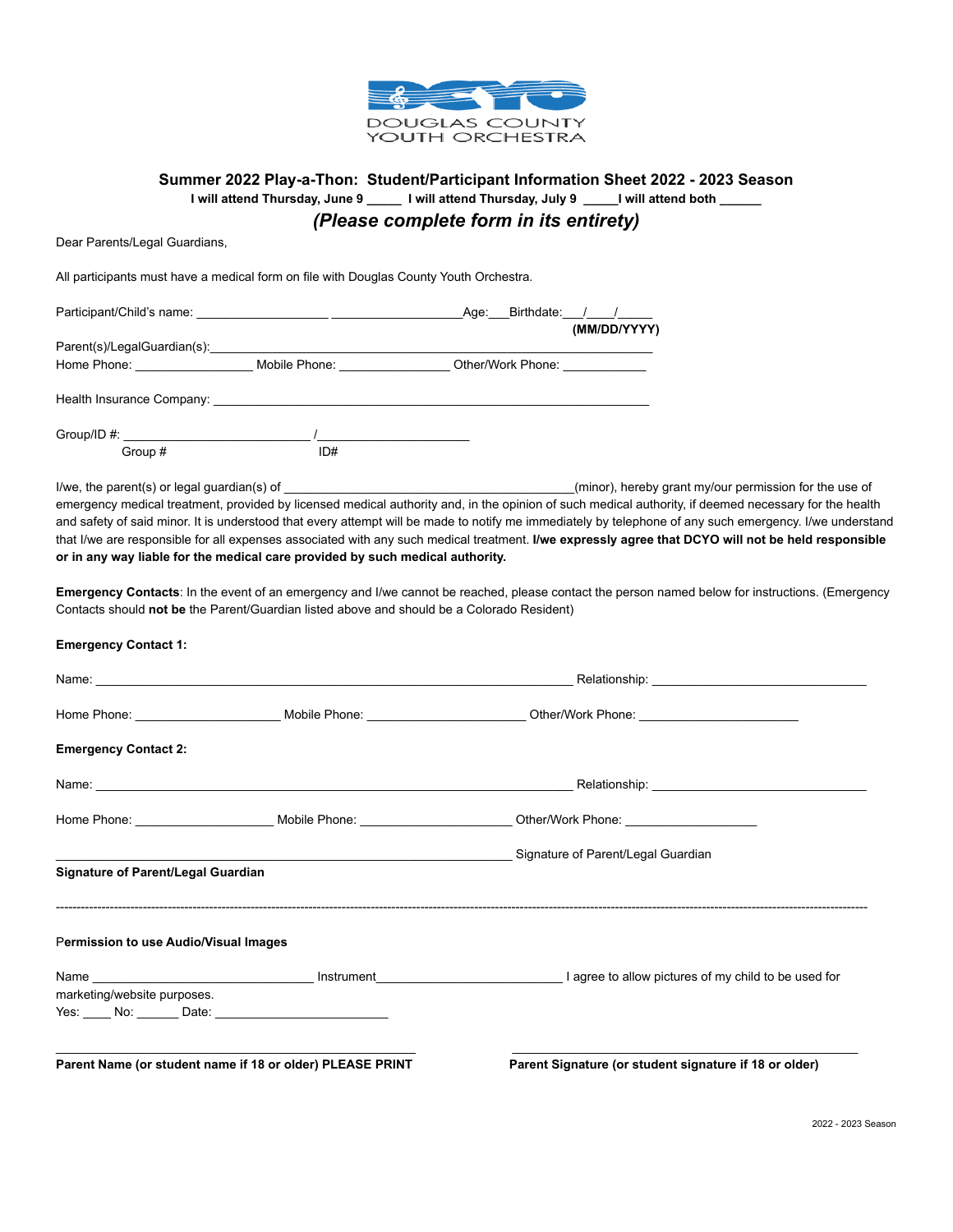DOUGLAS COUNTY YOUTH ORCHESTRA

## Summer 2022 Play-a-Thon: Student/Participant Information Sheet 2022 - 2023 Season

**I will attend Thursday, June 9 _____ I will attend Thursday, July 9 _____I will attend both ______**

### *(Please complete form in its entirety)*

Dear Parents/Legal Guardians,

All participants must have a medical form on file with Douglas County Youth Orchestra.

Participant/Child's name: __________________ __________________Age:___Birthdate:___/____/_____
**(MM/DD/YYYY)**

Parent(s)/LegalGuardian(s):_____________________________________________________________

Home Phone: _________________ Mobile Phone: ________________ Other/Work Phone: ____________

Health Insurance Company: ______________________________________________________________

Group/ID #: ___________________________/_____________________
Group # ID#

I/we, the parent(s) or legal guardian(s) of __________________________________________(minor), hereby grant my/our permission for the use of emergency medical treatment, provided by licensed medical authority and, in the opinion of such medical authority, if deemed necessary for the health and safety of said minor. It is understood that every attempt will be made to notify me immediately by telephone of any such emergency. I/we understand that I/we are responsible for all expenses associated with any such medical treatment. **I/we expressly agree that DCYO will not be held responsible or in any way liable for the medical care provided by such medical authority.**

**Emergency Contacts**: In the event of an emergency and I/we cannot be reached, please contact the person named below for instructions. (Emergency Contacts should **not be** the Parent/Guardian listed above and should be a Colorado Resident)

**Emergency Contact 1:**

Name: ___________________________________________________________________ Relationship: ______________________________

Home Phone: _____________________ Mobile Phone: ______________________ Other/Work Phone: ______________________

**Emergency Contact 2:**

Name: ___________________________________________________________________ Relationship: ______________________________

Home Phone: ____________________ Mobile Phone: _____________________ Other/Work Phone: ___________________

_______________________________________________________________ Signature of Parent/Legal Guardian

**Signature of Parent/Legal Guardian**

---

**Permission to use Audio/Visual Images**

Name ________________________________ Instrument__________________________ I agree to allow pictures of my child to be used for marketing/website purposes.

Yes: ____ No: ______ Date: _________________________

_____________________________________________________

**Parent Name (or student name if 18 or older) PLEASE PRINT**

_____________________________________________________

**Parent Signature (or student signature if 18 or older)**